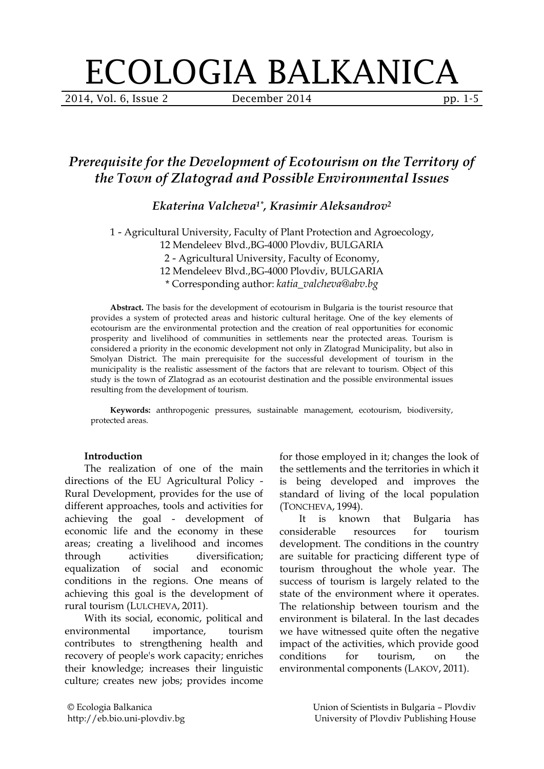# ECOLOGIA BALKANICA

## *Prerequisite for the Development of Ecotourism on the Territory of the Town of Zlatograd and Possible Environmental Issues*

***Ekaterina Valcheva[1*], Krasimir Aleksandrov[2]***

1 - Agricultural University, Faculty of Plant Protection and Agroecology, 12 Mendeleev Blvd.,BG-4000 Plovdiv, BULGARIA
2 - Agricultural University, Faculty of Economy, 12 Mendeleev Blvd.,BG-4000 Plovdiv, BULGARIA
* Corresponding author: *katia_valcheva@abv.bg*

**Abstract.** The basis for the development of ecotourism in Bulgaria is the tourist resource that provides a system of protected areas and historic cultural heritage. One of the key elements of ecotourism are the environmental protection and the creation of real opportunities for economic prosperity and livelihood of communities in settlements near the protected areas. Tourism is considered a priority in the economic development not only in Zlatograd Municipality, but also in Smolyan District. The main prerequisite for the successful development of tourism in the municipality is the realistic assessment of the factors that are relevant to tourism. Object of this study is the town of Zlatograd as an ecotourist destination and the possible environmental issues resulting from the development of tourism.

**Keywords:** anthropogenic pressures, sustainable management, ecotourism, biodiversity, protected areas.

### Introduction

The realization of one of the main directions of the EU Agricultural Policy - Rural Development, provides for the use of different approaches, tools and activities for achieving the goal - development of economic life and the economy in these areas; creating a livelihood and incomes through activities diversification; equalization of social and economic conditions in the regions. One means of achieving this goal is the development of rural tourism (LULCHEVA, 2011).

With its social, economic, political and environmental importance, tourism contributes to strengthening health and recovery of people's work capacity; enriches their knowledge; increases their linguistic culture; creates new jobs; provides income for those employed in it; changes the look of the settlements and the territories in which it is being developed and improves the standard of living of the local population (TONCHEVA, 1994).

It is known that Bulgaria has considerable resources for tourism development. The conditions in the country are suitable for practicing different type of tourism throughout the whole year. The success of tourism is largely related to the state of the environment where it operates. The relationship between tourism and the environment is bilateral. In the last decades we have witnessed quite often the negative impact of the activities, which provide good conditions for tourism, on the environmental components (LAKOV, 2011).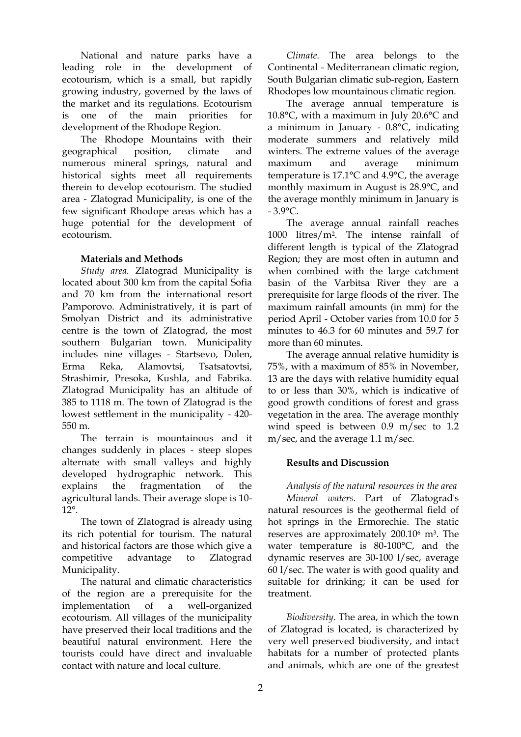National and nature parks have a leading role in the development of ecotourism, which is a small, but rapidly growing industry, governed by the laws of the market and its regulations. Ecotourism is one of the main priorities for development of the Rhodope Region.

The Rhodope Mountains with their geographical position, climate and numerous mineral springs, natural and historical sights meet all requirements therein to develop ecotourism. The studied area - Zlatograd Municipality, is one of the few significant Rhodope areas which has a huge potential for the development of ecotourism.

## Materials and Methods

*Study area.* Zlatograd Municipality is located about 300 km from the capital Sofia and 70 km from the international resort Pamporovo. Administratively, it is part of Smolyan District and its administrative centre is the town of Zlatograd, the most southern Bulgarian town. Municipality includes nine villages - Startsevo, Dolen, Erma Reka, Alamovtsi, Tsatsatovtsi, Strashimir, Presoka, Kushla, and Fabrika. Zlatograd Municipality has an altitude of 385 to 1118 m. The town of Zlatograd is the lowest settlement in the municipality - 420-550 m.

The terrain is mountainous and it changes suddenly in places - steep slopes alternate with small valleys and highly developed hydrographic network. This explains the fragmentation of the agricultural lands. Their average slope is 10-12°.

The town of Zlatograd is already using its rich potential for tourism. The natural and historical factors are those which give a competitive advantage to Zlatograd Municipality.

The natural and climatic characteristics of the region are a prerequisite for the implementation of a well-organized ecotourism. All villages of the municipality have preserved their local traditions and the beautiful natural environment. Here the tourists could have direct and invaluable contact with nature and local culture.

*Climate.* The area belongs to the Continental - Mediterranean climatic region, South Bulgarian climatic sub-region, Eastern Rhodopes low mountainous climatic region.

The average annual temperature is 10.8°C, with a maximum in July 20.6°C and a minimum in January - 0.8°C, indicating moderate summers and relatively mild winters. The extreme values of the average maximum and average minimum temperature is 17.1°C and 4.9°C, the average monthly maximum in August is 28.9°C, and the average monthly minimum in January is - 3.9°C.

The average annual rainfall reaches 1000 litres/m$^2$. The intense rainfall of different length is typical of the Zlatograd Region; they are most often in autumn and when combined with the large catchment basin of the Varbitsa River they are a prerequisite for large floods of the river. The maximum rainfall amounts (in mm) for the period April - October varies from 10.0 for 5 minutes to 46.3 for 60 minutes and 59.7 for more than 60 minutes.

The average annual relative humidity is 75%, with a maximum of 85% in November, 13 are the days with relative humidity equal to or less than 30%, which is indicative of good growth conditions of forest and grass vegetation in the area. The average monthly wind speed is between 0.9 m/sec to 1.2 m/sec, and the average 1.1 m/sec.

## Results and Discussion

*Analysis of the natural resources in the area*

*Mineral waters.* Part of Zlatograd's natural resources is the geothermal field of hot springs in the Ermorechie. The static reserves are approximately 200.10$^6$ m$^3$. The water temperature is 80-100°C, and the dynamic reserves are 30-100 l/sec, average 60 l/sec. The water is with good quality and suitable for drinking; it can be used for treatment.

*Biodiversity.* The area, in which the town of Zlatograd is located, is characterized by very well preserved biodiversity, and intact habitats for a number of protected plants and animals, which are one of the greatest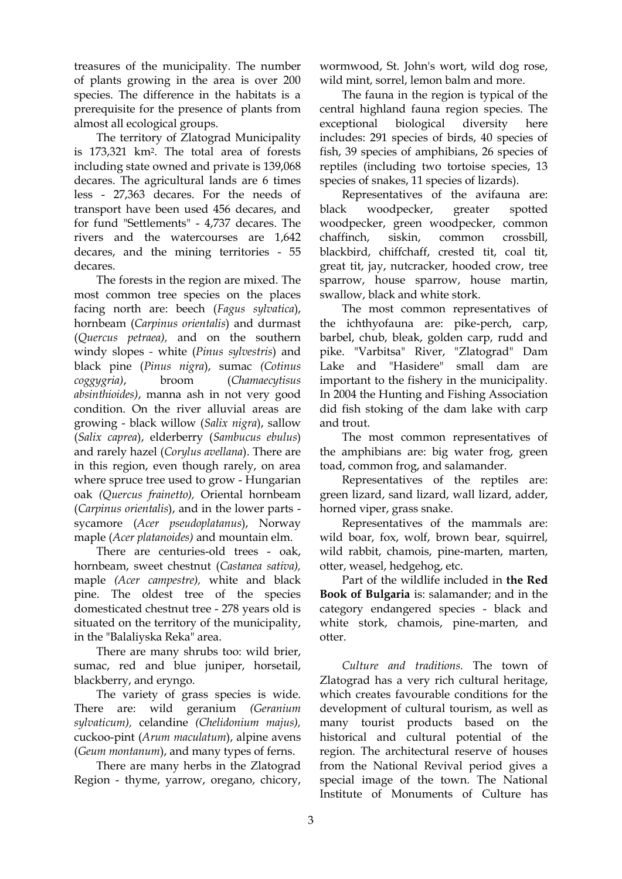treasures of the municipality. The number of plants growing in the area is over 200 species. The difference in the habitats is a prerequisite for the presence of plants from almost all ecological groups.

The territory of Zlatograd Municipality is 173,321 km$^2$. The total area of forests including state owned and private is 139,068 decares. The agricultural lands are 6 times less - 27,363 decares. For the needs of transport have been used 456 decares, and for fund "Settlements" - 4,737 decares. The rivers and the watercourses are 1,642 decares, and the mining territories - 55 decares.

The forests in the region are mixed. The most common tree species on the places facing north are: beech (*Fagus sylvatica*), hornbeam (*Carpinus orientalis*) and durmast (*Quercus petraea),* and on the southern windy slopes - white (*Pinus sylvestris*) and black pine (*Pinus nigra*), sumac *(Cotinus coggygria)*, broom (*Chamaecytisus absinthioides)*, manna ash in not very good condition. On the river alluvial areas are growing - black willow (*Salix nigra*), sallow (*Salix caprea*), elderberry (*Sambucus ebulus*) and rarely hazel (*Corylus avellana*). There are in this region, even though rarely, on area where spruce tree used to grow - Hungarian oak *(Quercus frainetto),* Oriental hornbeam (*Carpinus orientalis*), and in the lower parts - sycamore (*Acer pseudoplatanus*), Norway maple (*Acer platanoides)* and mountain elm.

There are centuries-old trees - oak, hornbeam, sweet chestnut (*Castanea sativa),* maple *(Acer campestre),* white and black pine. The oldest tree of the species domesticated chestnut tree - 278 years old is situated on the territory of the municipality, in the "Balaliyska Reka" area.

There are many shrubs too: wild brier, sumac, red and blue juniper, horsetail, blackberry, and eryngo.

The variety of grass species is wide. There are: wild geranium *(Geranium sylvaticum),* celandine *(Chelidonium majus),* cuckoo-pint (*Arum maculatum*), alpine avens (*Geum montanum*), and many types of ferns.

There are many herbs in the Zlatograd Region - thyme, yarrow, oregano, chicory, wormwood, St. John's wort, wild dog rose, wild mint, sorrel, lemon balm and more.

The fauna in the region is typical of the central highland fauna region species. The exceptional biological diversity here includes: 291 species of birds, 40 species of fish, 39 species of amphibians, 26 species of reptiles (including two tortoise species, 13 species of snakes, 11 species of lizards).

Representatives of the avifauna are: black woodpecker, greater spotted woodpecker, green woodpecker, common chaffinch, siskin, common crossbill, blackbird, chiffchaff, crested tit, coal tit, great tit, jay, nutcracker, hooded crow, tree sparrow, house sparrow, house martin, swallow, black and white stork.

The most common representatives of the ichthyofauna are: pike-perch, carp, barbel, chub, bleak, golden carp, rudd and pike. "Varbitsa" River, "Zlatograd" Dam Lake and "Hasidere" small dam are important to the fishery in the municipality. In 2004 the Hunting and Fishing Association did fish stoking of the dam lake with carp and trout.

The most common representatives of the amphibians are: big water frog, green toad, common frog, and salamander.

Representatives of the reptiles are: green lizard, sand lizard, wall lizard, adder, horned viper, grass snake.

Representatives of the mammals are: wild boar, fox, wolf, brown bear, squirrel, wild rabbit, chamois, pine-marten, marten, otter, weasel, hedgehog, etc.

Part of the wildlife included in **the Red Book of Bulgaria** is: salamander; and in the category endangered species - black and white stork, chamois, pine-marten, and otter.

*Culture and traditions*. The town of Zlatograd has a very rich cultural heritage, which creates favourable conditions for the development of cultural tourism, as well as many tourist products based on the historical and cultural potential of the region. The architectural reserve of houses from the National Revival period gives a special image of the town. The National Institute of Monuments of Culture has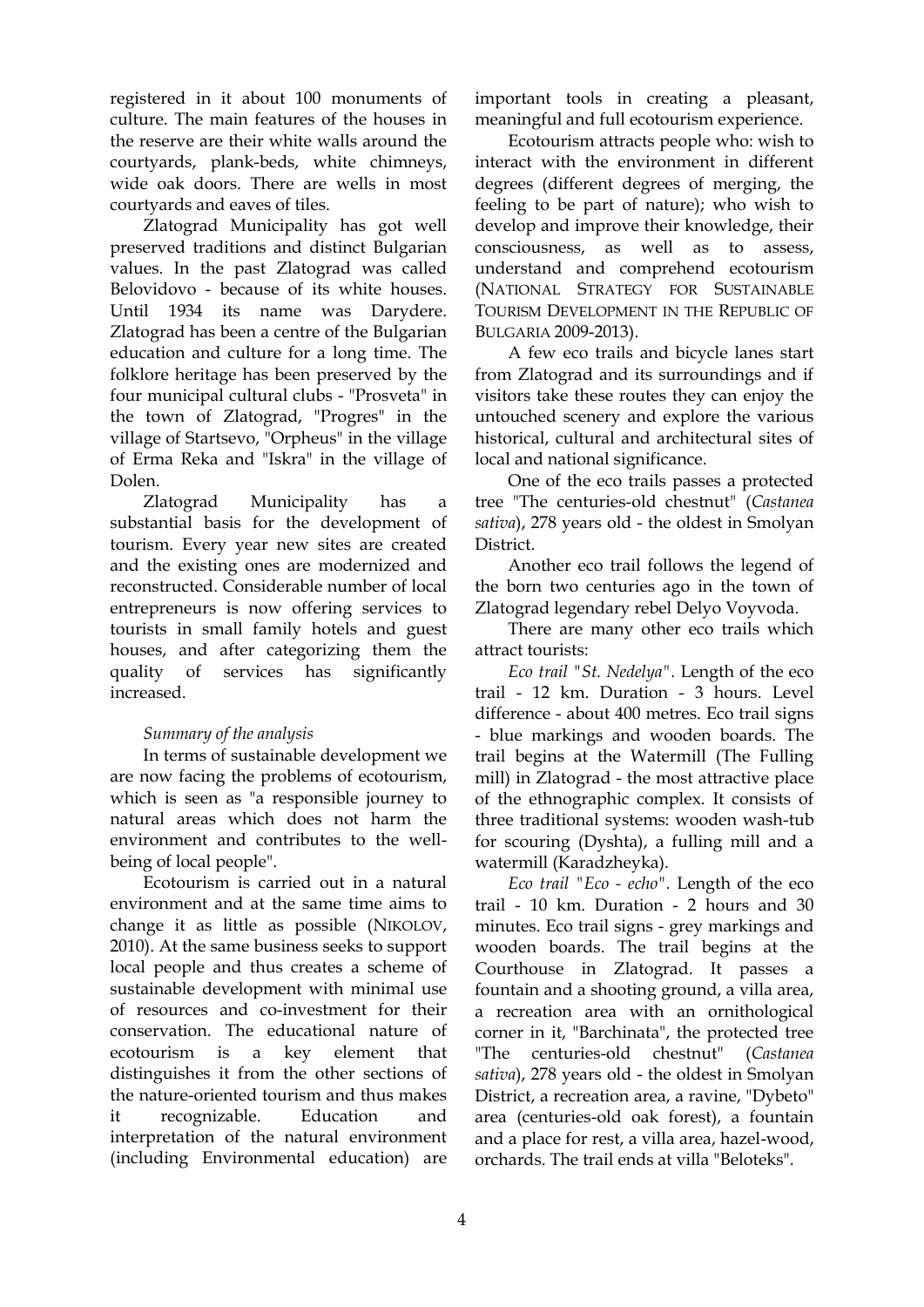registered in it about 100 monuments of culture. The main features of the houses in the reserve are their white walls around the courtyards, plank-beds, white chimneys, wide oak doors. There are wells in most courtyards and eaves of tiles.

Zlatograd Municipality has got well preserved traditions and distinct Bulgarian values. In the past Zlatograd was called Belovidovo - because of its white houses. Until 1934 its name was Darydere. Zlatograd has been a centre of the Bulgarian education and culture for a long time. The folklore heritage has been preserved by the four municipal cultural clubs - "Prosveta" in the town of Zlatograd, "Progres" in the village of Startsevo, "Orpheus" in the village of Erma Reka and "Iskra" in the village of Dolen.

Zlatograd Municipality has a substantial basis for the development of tourism. Every year new sites are created and the existing ones are modernized and reconstructed. Considerable number of local entrepreneurs is now offering services to tourists in small family hotels and guest houses, and after categorizing them the quality of services has significantly increased.

*Summary of the analysis*

In terms of sustainable development we are now facing the problems of ecotourism, which is seen as "a responsible journey to natural areas which does not harm the environment and contributes to the well-being of local people".

Ecotourism is carried out in a natural environment and at the same time aims to change it as little as possible (NIKOLOV, 2010). At the same business seeks to support local people and thus creates a scheme of sustainable development with minimal use of resources and co-investment for their conservation. The educational nature of ecotourism is a key element that distinguishes it from the other sections of the nature-oriented tourism and thus makes it recognizable. Education and interpretation of the natural environment (including Environmental education) are important tools in creating a pleasant, meaningful and full ecotourism experience.

Ecotourism attracts people who: wish to interact with the environment in different degrees (different degrees of merging, the feeling to be part of nature); who wish to develop and improve their knowledge, their consciousness, as well as to assess, understand and comprehend ecotourism (NATIONAL STRATEGY FOR SUSTAINABLE TOURISM DEVELOPMENT IN THE REPUBLIC OF BULGARIA 2009-2013).

A few eco trails and bicycle lanes start from Zlatograd and its surroundings and if visitors take these routes they can enjoy the untouched scenery and explore the various historical, cultural and architectural sites of local and national significance.

One of the eco trails passes a protected tree "The centuries-old chestnut" (*Castanea sativa*), 278 years old - the oldest in Smolyan District.

Another eco trail follows the legend of the born two centuries ago in the town of Zlatograd legendary rebel Delyo Voyvoda.

There are many other eco trails which attract tourists:

*Eco trail "St. Nedelya"*. Length of the eco trail - 12 km. Duration - 3 hours. Level difference - about 400 metres. Eco trail signs - blue markings and wooden boards. The trail begins at the Watermill (The Fulling mill) in Zlatograd - the most attractive place of the ethnographic complex. It consists of three traditional systems: wooden wash-tub for scouring (Dyshta), a fulling mill and a watermill (Karadzheyka).

*Eco trail "Eco - echo"*. Length of the eco trail - 10 km. Duration - 2 hours and 30 minutes. Eco trail signs - grey markings and wooden boards. The trail begins at the Courthouse in Zlatograd. It passes a fountain and a shooting ground, a villa area, a recreation area with an ornithological corner in it, "Barchinata", the protected tree "The centuries-old chestnut" (*Castanea sativa*), 278 years old - the oldest in Smolyan District, a recreation area, a ravine, "Dybeto" area (centuries-old oak forest), a fountain and a place for rest, a villa area, hazel-wood, orchards. The trail ends at villa "Beloteks".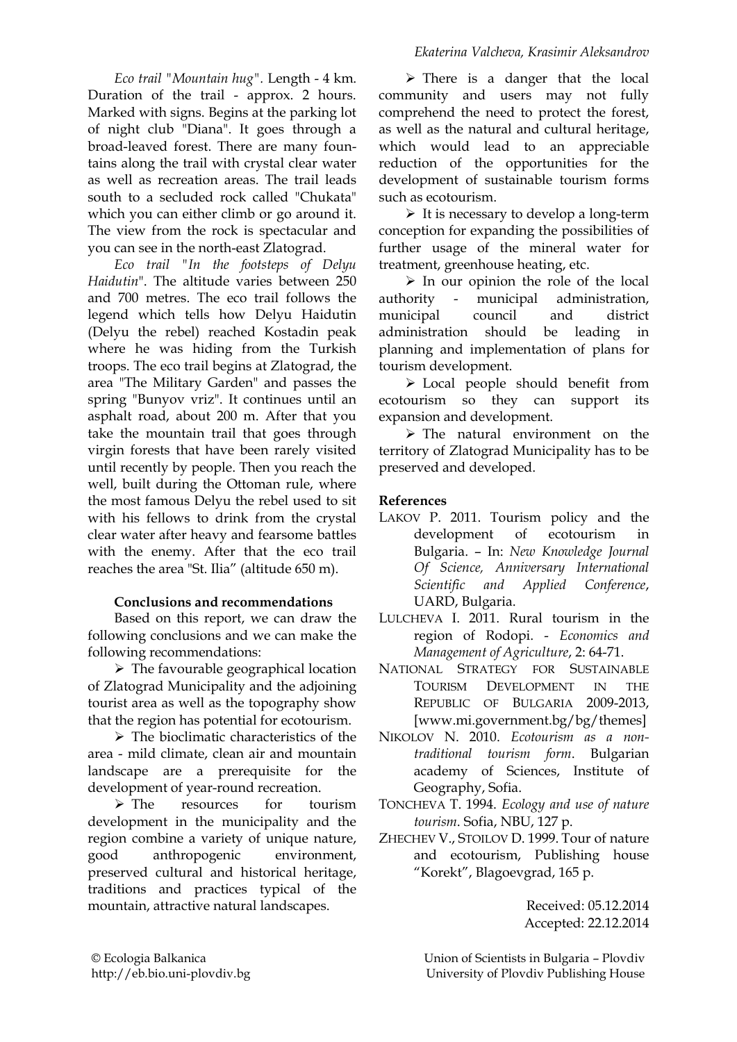*Eco trail "Mountain hug"*. Length - 4 km. Duration of the trail - approx. 2 hours. Marked with signs. Begins at the parking lot of night club "Diana". It goes through a broad-leaved forest. There are many fountains along the trail with crystal clear water as well as recreation areas. The trail leads south to a secluded rock called "Chukata" which you can either climb or go around it. The view from the rock is spectacular and you can see in the north-east Zlatograd.

*Eco trail "In the footsteps of Delyu Haidutin"*. The altitude varies between 250 and 700 metres. The eco trail follows the legend which tells how Delyu Haidutin (Delyu the rebel) reached Kostadin peak where he was hiding from the Turkish troops. The eco trail begins at Zlatograd, the area "The Military Garden" and passes the spring "Bunyov vriz". It continues until an asphalt road, about 200 m. After that you take the mountain trail that goes through virgin forests that have been rarely visited until recently by people. Then you reach the well, built during the Ottoman rule, where the most famous Delyu the rebel used to sit with his fellows to drink from the crystal clear water after heavy and fearsome battles with the enemy. After that the eco trail reaches the area "St. Ilia" (altitude 650 m).

## Conclusions and recommendations

Based on this report, we can draw the following conclusions and we can make the following recommendations:

- The favourable geographical location of Zlatograd Municipality and the adjoining tourist area as well as the topography show that the region has potential for ecotourism.
- The bioclimatic characteristics of the area - mild climate, clean air and mountain landscape are a prerequisite for the development of year-round recreation.
- The resources for tourism development in the municipality and the region combine a variety of unique nature, good anthropogenic environment, preserved cultural and historical heritage, traditions and practices typical of the mountain, attractive natural landscapes.
- There is a danger that the local community and users may not fully comprehend the need to protect the forest, as well as the natural and cultural heritage, which would lead to an appreciable reduction of the opportunities for the development of sustainable tourism forms such as ecotourism.
- It is necessary to develop a long-term conception for expanding the possibilities of further usage of the mineral water for treatment, greenhouse heating, etc.
- In our opinion the role of the local authority - municipal administration, municipal council and district administration should be leading in planning and implementation of plans for tourism development.
- Local people should benefit from ecotourism so they can support its expansion and development.
- The natural environment on the territory of Zlatograd Municipality has to be preserved and developed.

## References

LAKOV P. 2011. Tourism policy and the development of ecotourism in Bulgaria. – In: *New Knowledge Journal Of Science, Anniversary International Scientific and Applied Conference*, UARD, Bulgaria.

LULCHEVA I. 2011. Rural tourism in the region of Rodopi. - *Economics and Management of Agriculture*, 2: 64-71.

NATIONAL STRATEGY FOR SUSTAINABLE TOURISM DEVELOPMENT IN THE REPUBLIC OF BULGARIA 2009-2013, [www.mi.government.bg/bg/themes]

NIKOLOV N. 2010. *Ecotourism as a non-traditional tourism form*. Bulgarian academy of Sciences, Institute of Geography, Sofia.

TONCHEVA T. 1994. *Ecology and use of nature tourism*. Sofia, NBU, 127 p.

ZHECHEV V., STOILOV D. 1999. Tour of nature and ecotourism, Publishing house "Korekt", Blagoevgrad, 165 p.

Received: 05.12.2014
Accepted: 22.12.2014